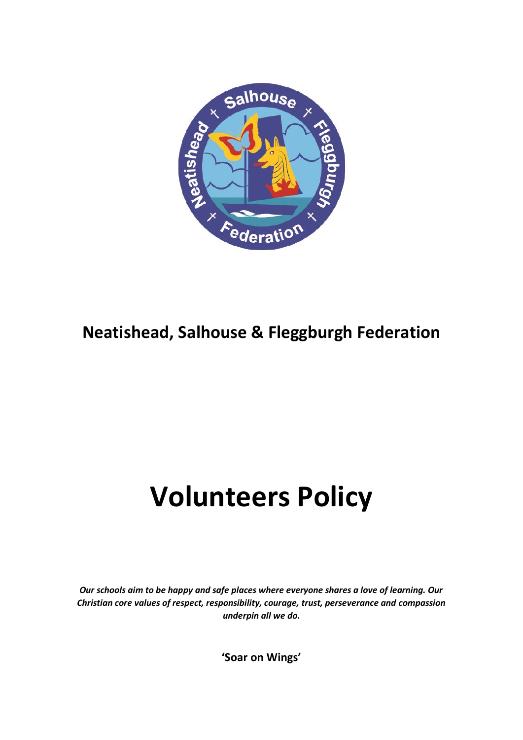**Neatishead, Salhouse & Fleggburgh Federation**

# Volunteers Policy

***Our schools aim to be happy and safe places where everyone shares a love of learning. Our Christian core values of respect, responsibility, courage, trust, perseverance and compassion underpin all we do.***

**'Soar on Wings'**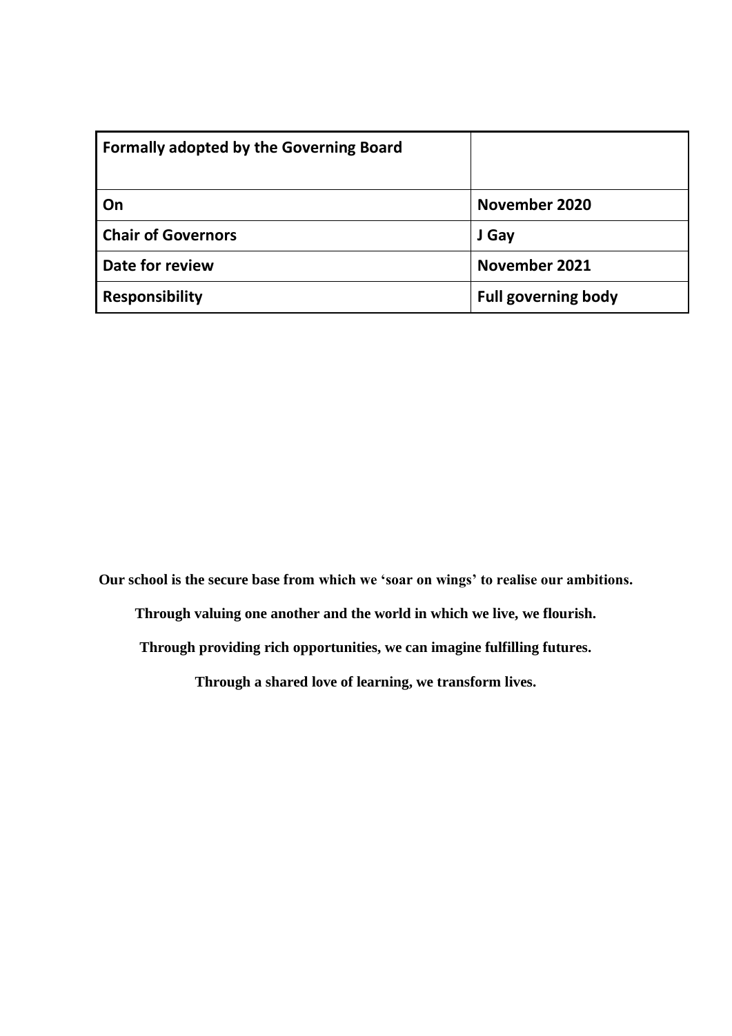| **Formally adopted by the Governing Board** | |
|---|---|
| **On** | **November 2020** |
| **Chair of Governors** | **J Gay** |
| **Date for review** | **November 2021** |
| **Responsibility** | **Full governing body** |

**Our school is the secure base from which we 'soar on wings' to realise our ambitions.**

**Through valuing one another and the world in which we live, we flourish.**

**Through providing rich opportunities, we can imagine fulfilling futures.**

**Through a shared love of learning, we transform lives.**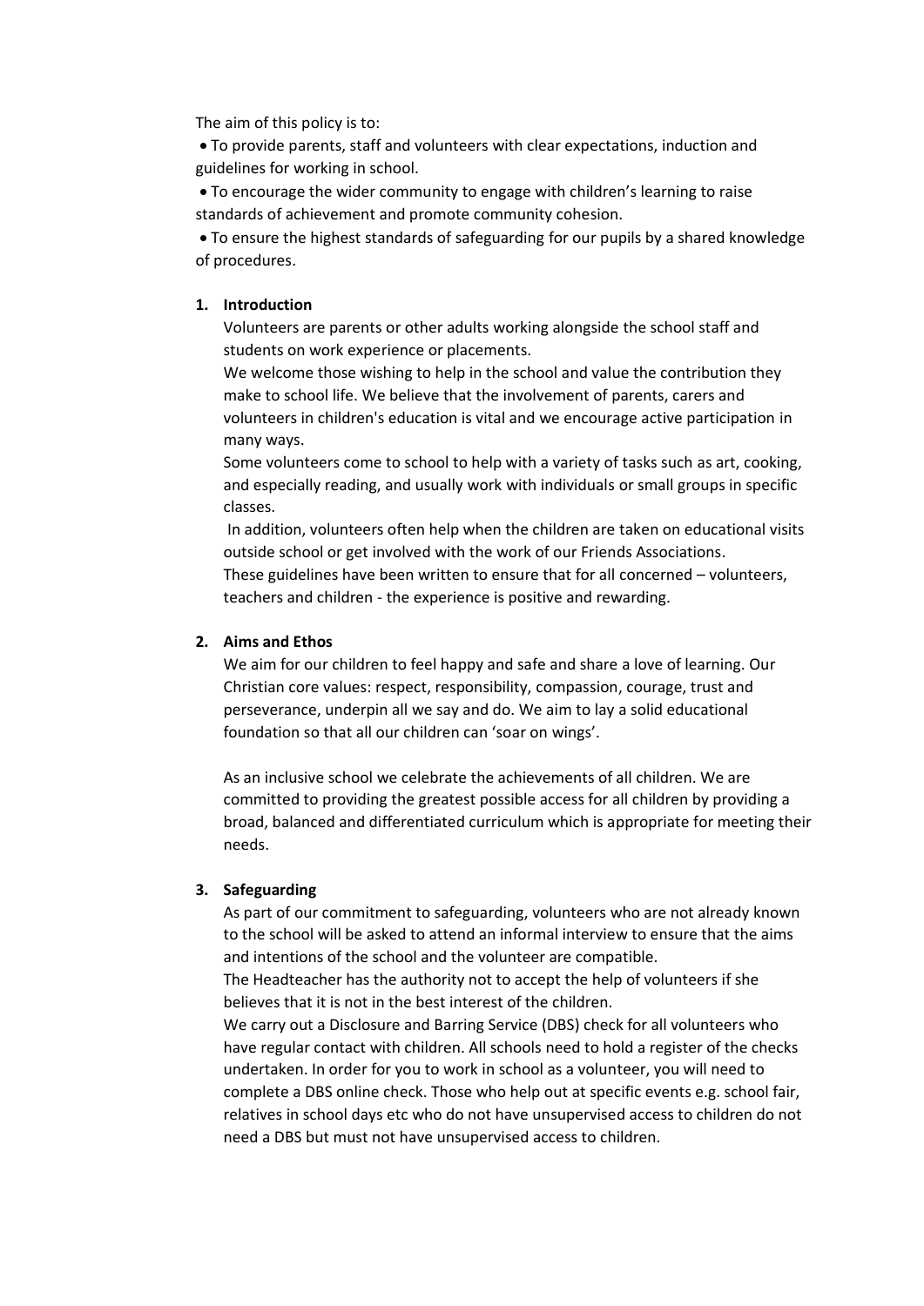The aim of this policy is to:

- To provide parents, staff and volunteers with clear expectations, induction and guidelines for working in school.
- To encourage the wider community to engage with children's learning to raise standards of achievement and promote community cohesion.
- To ensure the highest standards of safeguarding for our pupils by a shared knowledge of procedures.

**1. Introduction**

Volunteers are parents or other adults working alongside the school staff and students on work experience or placements.

We welcome those wishing to help in the school and value the contribution they make to school life. We believe that the involvement of parents, carers and volunteers in children's education is vital and we encourage active participation in many ways.

Some volunteers come to school to help with a variety of tasks such as art, cooking, and especially reading, and usually work with individuals or small groups in specific classes.

In addition, volunteers often help when the children are taken on educational visits outside school or get involved with the work of our Friends Associations.

These guidelines have been written to ensure that for all concerned – volunteers, teachers and children - the experience is positive and rewarding.

**2. Aims and Ethos**

We aim for our children to feel happy and safe and share a love of learning. Our Christian core values: respect, responsibility, compassion, courage, trust and perseverance, underpin all we say and do. We aim to lay a solid educational foundation so that all our children can 'soar on wings'.

As an inclusive school we celebrate the achievements of all children. We are committed to providing the greatest possible access for all children by providing a broad, balanced and differentiated curriculum which is appropriate for meeting their needs.

**3. Safeguarding**

As part of our commitment to safeguarding, volunteers who are not already known to the school will be asked to attend an informal interview to ensure that the aims and intentions of the school and the volunteer are compatible.

The Headteacher has the authority not to accept the help of volunteers if she believes that it is not in the best interest of the children.

We carry out a Disclosure and Barring Service (DBS) check for all volunteers who have regular contact with children. All schools need to hold a register of the checks undertaken. In order for you to work in school as a volunteer, you will need to complete a DBS online check. Those who help out at specific events e.g. school fair, relatives in school days etc who do not have unsupervised access to children do not need a DBS but must not have unsupervised access to children.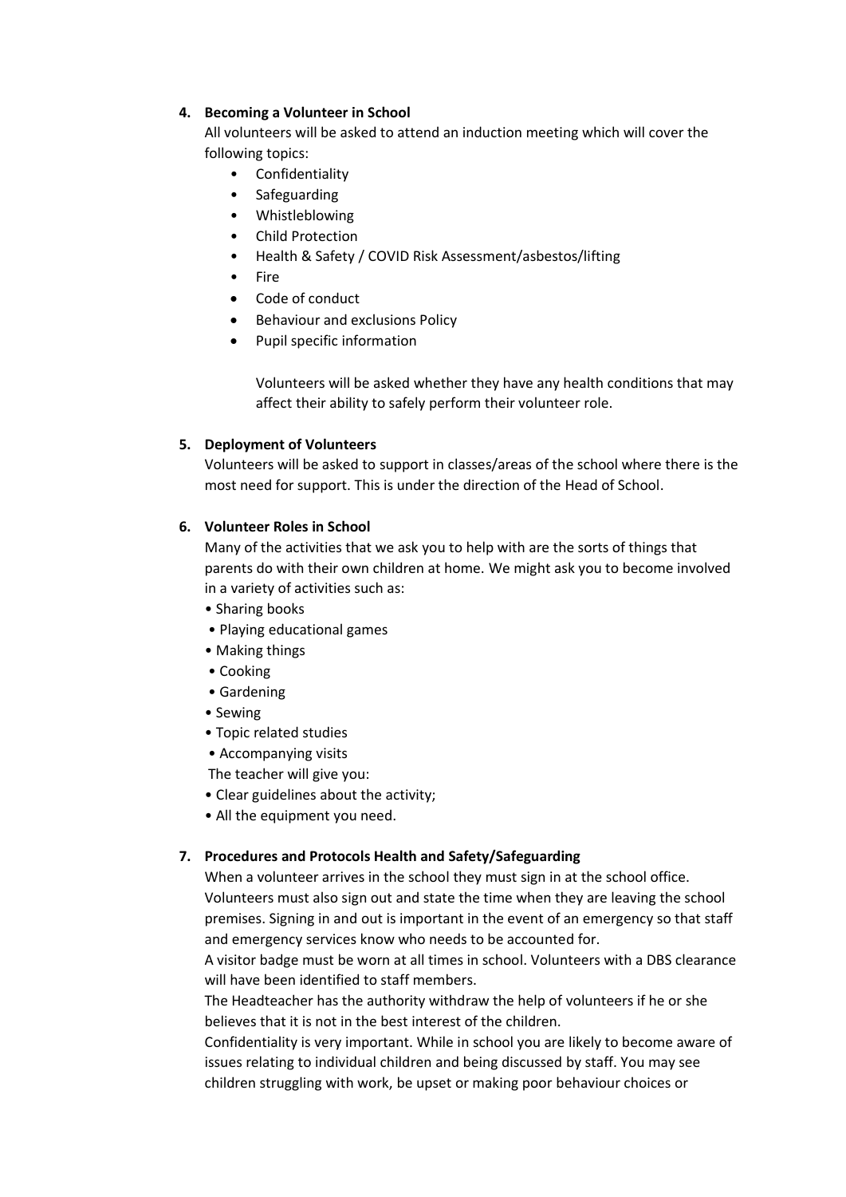## 4. Becoming a Volunteer in School

All volunteers will be asked to attend an induction meeting which will cover the following topics:

- Confidentiality
- Safeguarding
- Whistleblowing
- Child Protection
- Health & Safety / COVID Risk Assessment/asbestos/lifting
- Fire
- Code of conduct
- Behaviour and exclusions Policy
- Pupil specific information

Volunteers will be asked whether they have any health conditions that may affect their ability to safely perform their volunteer role.

## 5. Deployment of Volunteers

Volunteers will be asked to support in classes/areas of the school where there is the most need for support. This is under the direction of the Head of School.

## 6. Volunteer Roles in School

Many of the activities that we ask you to help with are the sorts of things that parents do with their own children at home. We might ask you to become involved in a variety of activities such as:

- Sharing books
- Playing educational games
- Making things
- Cooking
- Gardening
- Sewing
- Topic related studies
- Accompanying visits

The teacher will give you:

- Clear guidelines about the activity;
- All the equipment you need.

## 7. Procedures and Protocols Health and Safety/Safeguarding

When a volunteer arrives in the school they must sign in at the school office. Volunteers must also sign out and state the time when they are leaving the school premises. Signing in and out is important in the event of an emergency so that staff and emergency services know who needs to be accounted for.

A visitor badge must be worn at all times in school. Volunteers with a DBS clearance will have been identified to staff members.

The Headteacher has the authority withdraw the help of volunteers if he or she believes that it is not in the best interest of the children.

Confidentiality is very important. While in school you are likely to become aware of issues relating to individual children and being discussed by staff. You may see children struggling with work, be upset or making poor behaviour choices or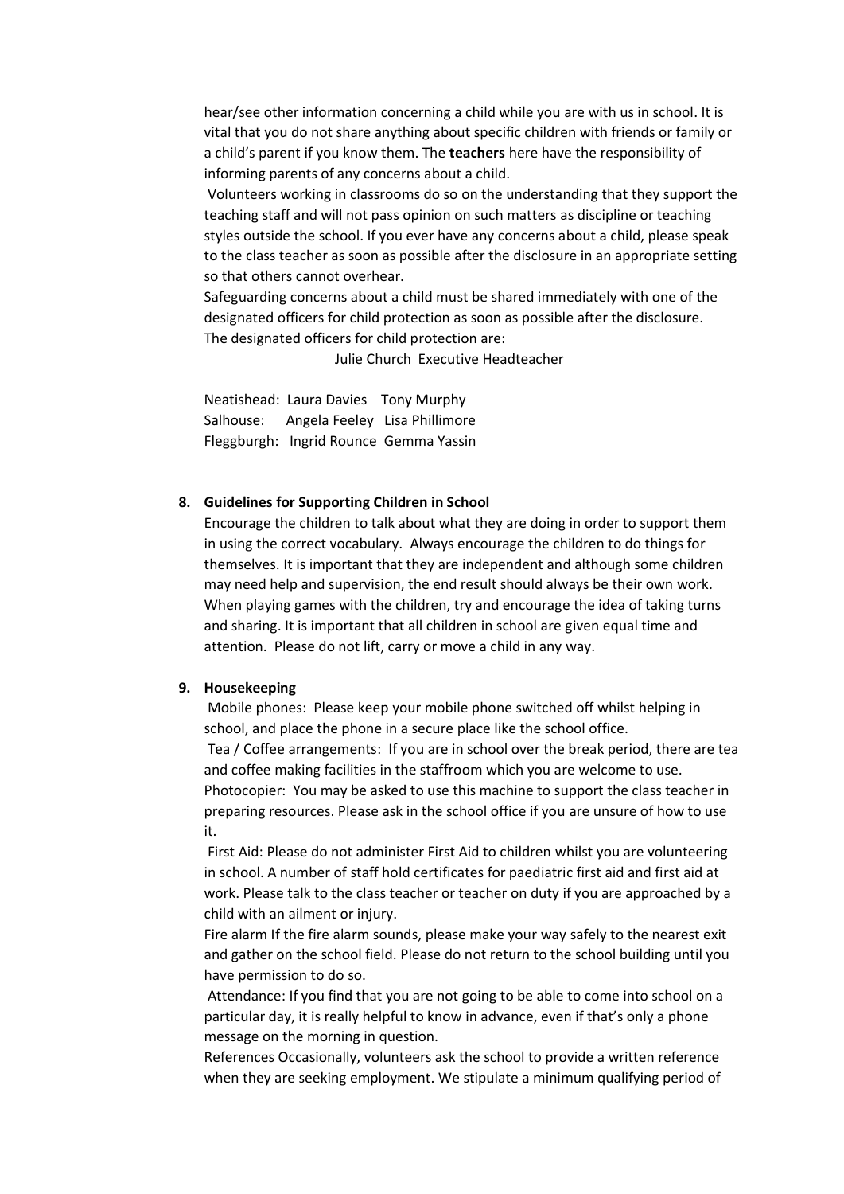hear/see other information concerning a child while you are with us in school. It is vital that you do not share anything about specific children with friends or family or a child's parent if you know them. The **teachers** here have the responsibility of informing parents of any concerns about a child.

Volunteers working in classrooms do so on the understanding that they support the teaching staff and will not pass opinion on such matters as discipline or teaching styles outside the school. If you ever have any concerns about a child, please speak to the class teacher as soon as possible after the disclosure in an appropriate setting so that others cannot overhear.

Safeguarding concerns about a child must be shared immediately with one of the designated officers for child protection as soon as possible after the disclosure.

The designated officers for child protection are:

Julie Church Executive Headteacher

Neatishead: Laura Davies Tony Murphy
Salhouse: Angela Feeley Lisa Phillimore
Fleggburgh: Ingrid Rounce Gemma Yassin

**8. Guidelines for Supporting Children in School**

Encourage the children to talk about what they are doing in order to support them in using the correct vocabulary. Always encourage the children to do things for themselves. It is important that they are independent and although some children may need help and supervision, the end result should always be their own work. When playing games with the children, try and encourage the idea of taking turns and sharing. It is important that all children in school are given equal time and attention. Please do not lift, carry or move a child in any way.

**9. Housekeeping**

Mobile phones: Please keep your mobile phone switched off whilst helping in school, and place the phone in a secure place like the school office.

Tea / Coffee arrangements: If you are in school over the break period, there are tea and coffee making facilities in the staffroom which you are welcome to use.

Photocopier: You may be asked to use this machine to support the class teacher in preparing resources. Please ask in the school office if you are unsure of how to use it.

First Aid: Please do not administer First Aid to children whilst you are volunteering in school. A number of staff hold certificates for paediatric first aid and first aid at work. Please talk to the class teacher or teacher on duty if you are approached by a child with an ailment or injury.

Fire alarm If the fire alarm sounds, please make your way safely to the nearest exit and gather on the school field. Please do not return to the school building until you have permission to do so.

Attendance: If you find that you are not going to be able to come into school on a particular day, it is really helpful to know in advance, even if that's only a phone message on the morning in question.

References Occasionally, volunteers ask the school to provide a written reference when they are seeking employment. We stipulate a minimum qualifying period of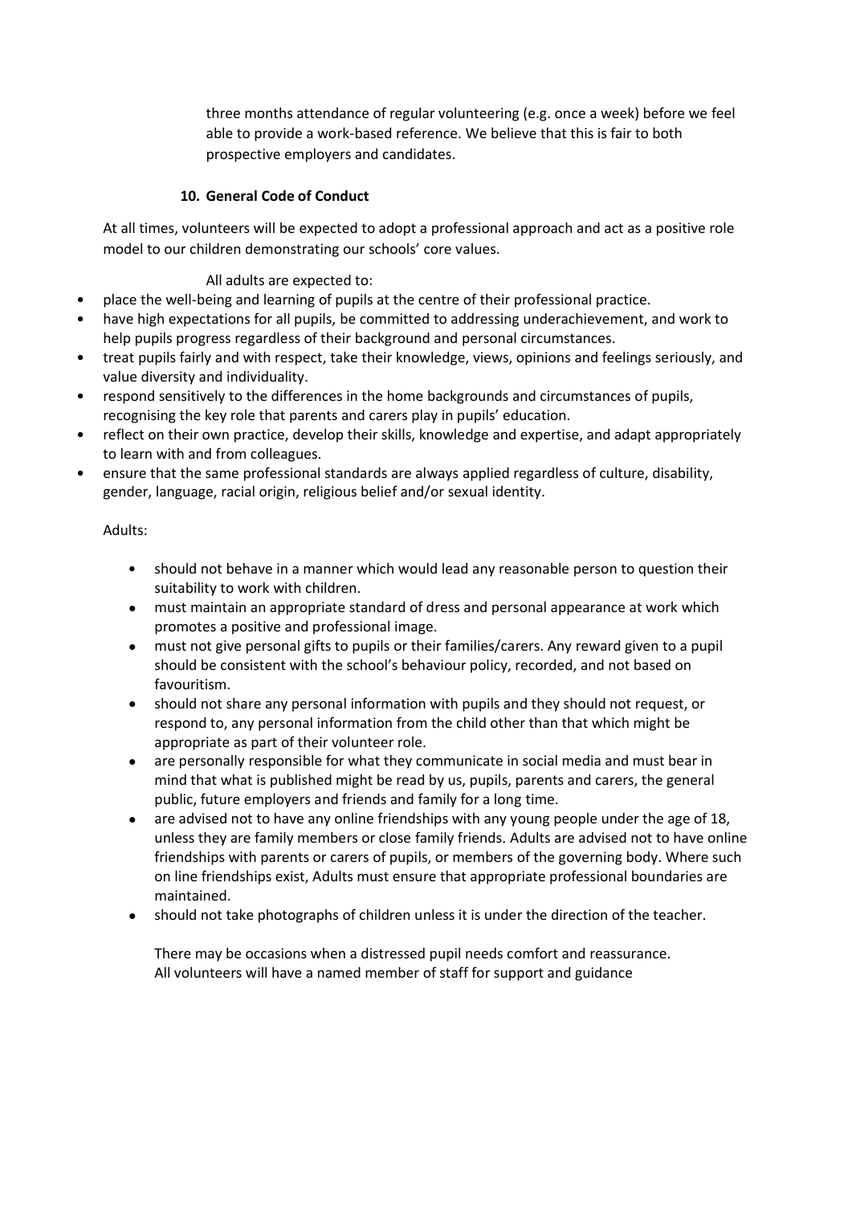three months attendance of regular volunteering (e.g. once a week) before we feel able to provide a work-based reference. We believe that this is fair to both prospective employers and candidates.

## 10. General Code of Conduct

At all times, volunteers will be expected to adopt a professional approach and act as a positive role model to our children demonstrating our schools' core values.

All adults are expected to:

- place the well-being and learning of pupils at the centre of their professional practice.
- have high expectations for all pupils, be committed to addressing underachievement, and work to help pupils progress regardless of their background and personal circumstances.
- treat pupils fairly and with respect, take their knowledge, views, opinions and feelings seriously, and value diversity and individuality.
- respond sensitively to the differences in the home backgrounds and circumstances of pupils, recognising the key role that parents and carers play in pupils' education.
- reflect on their own practice, develop their skills, knowledge and expertise, and adapt appropriately to learn with and from colleagues.
- ensure that the same professional standards are always applied regardless of culture, disability, gender, language, racial origin, religious belief and/or sexual identity.

Adults:

- should not behave in a manner which would lead any reasonable person to question their suitability to work with children.
- must maintain an appropriate standard of dress and personal appearance at work which promotes a positive and professional image.
- must not give personal gifts to pupils or their families/carers. Any reward given to a pupil should be consistent with the school's behaviour policy, recorded, and not based on favouritism.
- should not share any personal information with pupils and they should not request, or respond to, any personal information from the child other than that which might be appropriate as part of their volunteer role.
- are personally responsible for what they communicate in social media and must bear in mind that what is published might be read by us, pupils, parents and carers, the general public, future employers and friends and family for a long time.
- are advised not to have any online friendships with any young people under the age of 18, unless they are family members or close family friends. Adults are advised not to have online friendships with parents or carers of pupils, or members of the governing body. Where such on line friendships exist, Adults must ensure that appropriate professional boundaries are maintained.
- should not take photographs of children unless it is under the direction of the teacher.

There may be occasions when a distressed pupil needs comfort and reassurance.
All volunteers will have a named member of staff for support and guidance